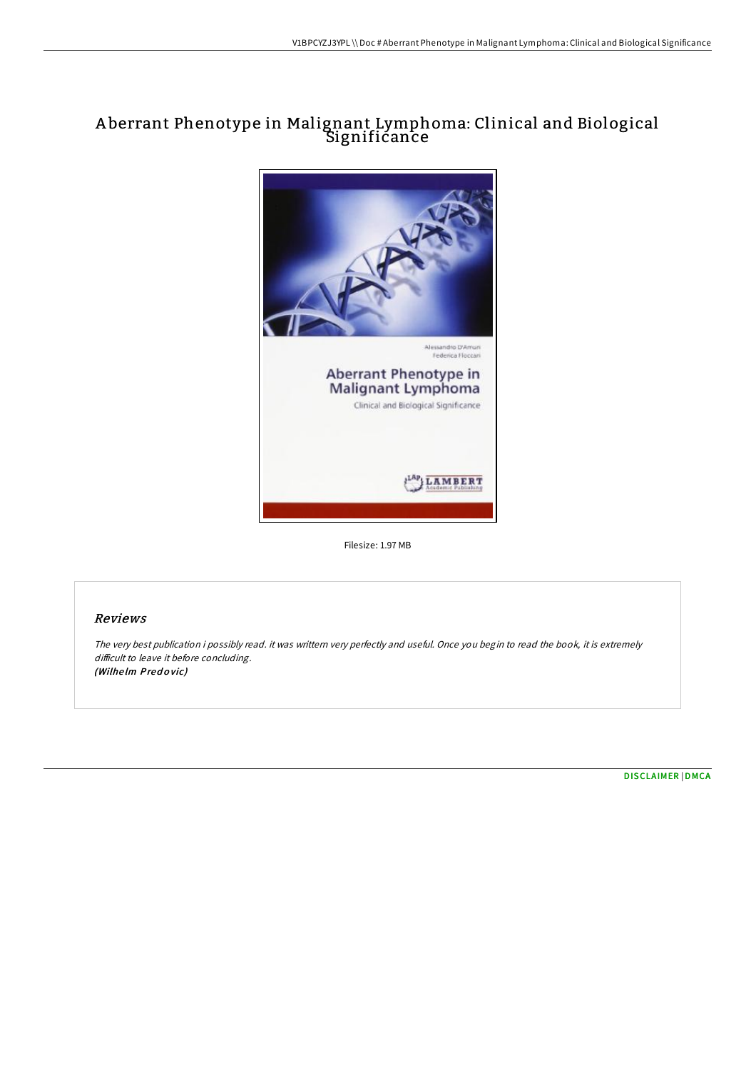# Aberrant Phenotype in Malignant Lymphoma: Clinical and Biological Significance

Alessandro D'Amuri
Federica Floccari

Aberrant Phenotype in Malignant Lymphoma

Clinical and Biological Significance

LAP LAMBERT Academic Publishing

Filesize: 1.97 MB

## Reviews

*The very best publication i possibly read. it was writtern very perfectly and useful. Once you begin to read the book, it is extremely difficult to leave it before concluding.*
*(Wilhelm Predovic)*

DISCLAIMER | DMCA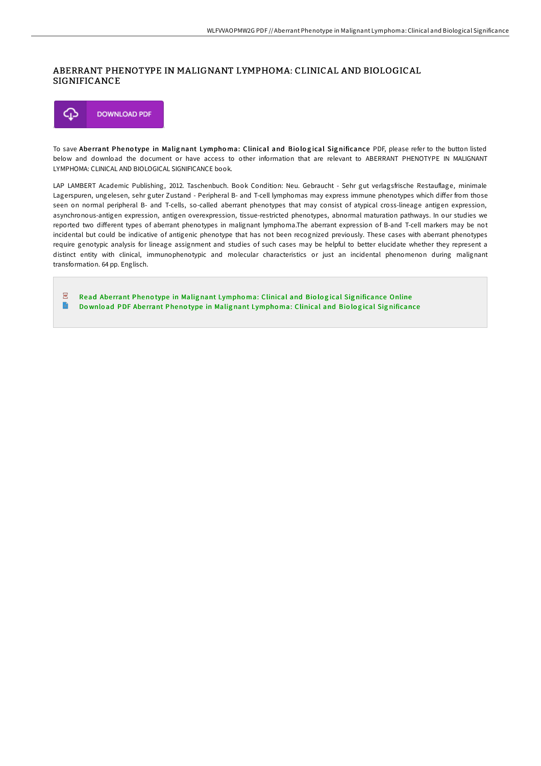# ABERRANT PHENOTYPE IN MALIGNANT LYMPHOMA: CLINICAL AND BIOLOGICAL SIGNIFICANCE

DOWNLOAD PDF

To save **Aberrant Phenotype in Malignant Lymphoma: Clinical and Biological Significance** PDF, please refer to the button listed below and download the document or have access to other information that are relevant to ABERRANT PHENOTYPE IN MALIGNANT LYMPHOMA: CLINICAL AND BIOLOGICAL SIGNIFICANCE book.

LAP LAMBERT Academic Publishing, 2012. Taschenbuch. Book Condition: Neu. Gebraucht - Sehr gut verlagsfrische Restauflage, minimale Lagerspuren, ungelesen, sehr guter Zustand - Peripheral B- and T-cell lymphomas may express immune phenotypes which differ from those seen on normal peripheral B- and T-cells, so-called aberrant phenotypes that may consist of atypical cross-lineage antigen expression, asynchronous-antigen expression, antigen overexpression, tissue-restricted phenotypes, abnormal maturation pathways. In our studies we reported two different types of aberrant phenotypes in malignant lymphoma.The aberrant expression of B-and T-cell markers may be not incidental but could be indicative of antigenic phenotype that has not been recognized previously. These cases with aberrant phenotypes require genotypic analysis for lineage assignment and studies of such cases may be helpful to better elucidate whether they represent a distinct entity with clinical, immunophenotypic and molecular characteristics or just an incidental phenomenon during malignant transformation. 64 pp. Englisch.

- Read Aberrant Phenotype in Malignant Lymphoma: Clinical and Biological Significance Online
- Download PDF Aberrant Phenotype in Malignant Lymphoma: Clinical and Biological Significance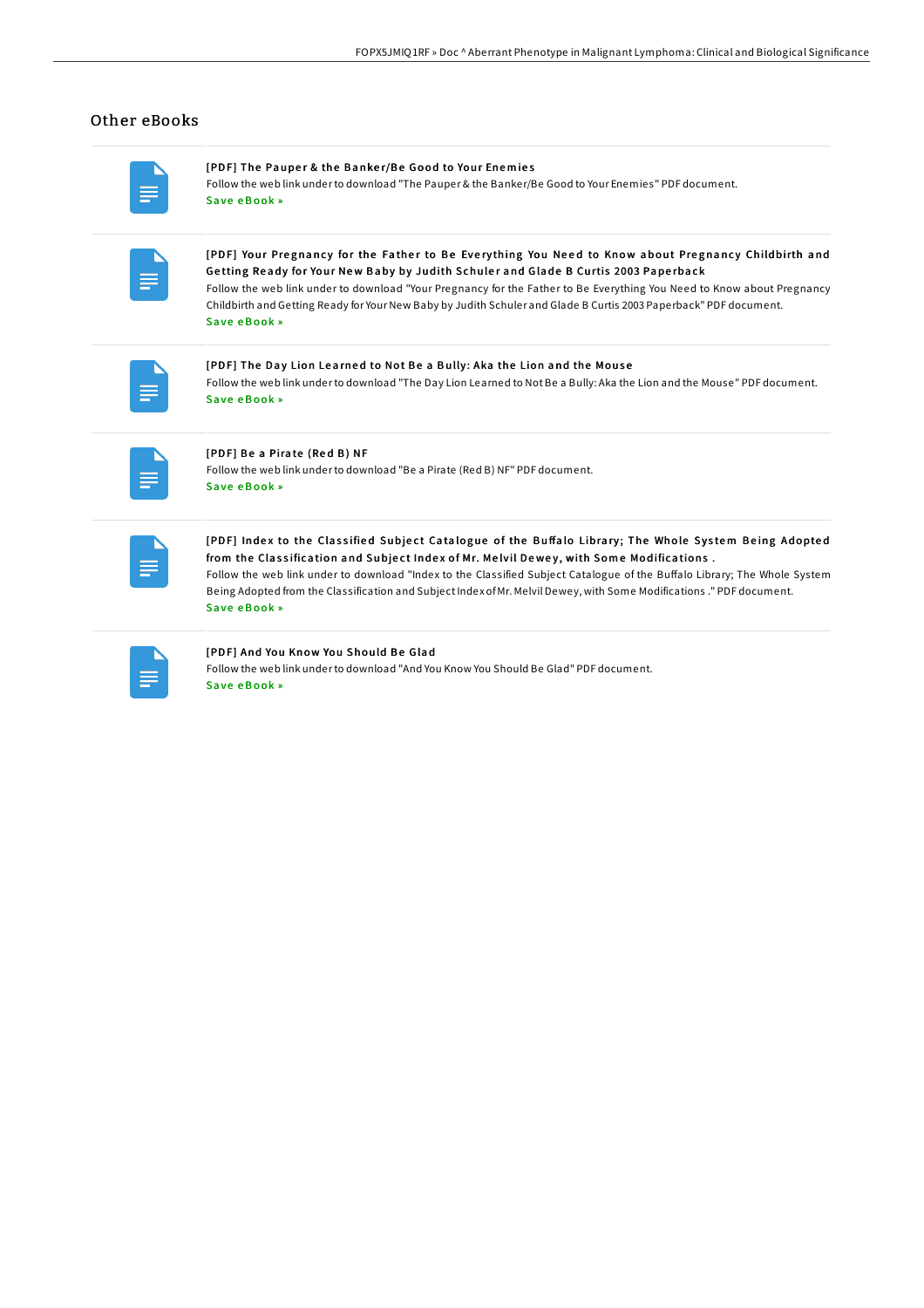## Other eBooks

**[PDF] The Pauper & the Banker/Be Good to Your Enemies**
Follow the web link under to download "The Pauper & the Banker/Be Good to Your Enemies" PDF document.
Save eBook »

**[PDF] Your Pregnancy for the Father to Be Everything You Need to Know about Pregnancy Childbirth and Getting Ready for Your New Baby by Judith Schuler and Glade B Curtis 2003 Paperback**
Follow the web link under to download "Your Pregnancy for the Father to Be Everything You Need to Know about Pregnancy Childbirth and Getting Ready for Your New Baby by Judith Schuler and Glade B Curtis 2003 Paperback" PDF document.
Save eBook »

**[PDF] The Day Lion Learned to Not Be a Bully: Aka the Lion and the Mouse**
Follow the web link under to download "The Day Lion Learned to Not Be a Bully: Aka the Lion and the Mouse" PDF document.
Save eBook »

**[PDF] Be a Pirate (Red B) NF**
Follow the web link under to download "Be a Pirate (Red B) NF" PDF document.
Save eBook »

**[PDF] Index to the Classified Subject Catalogue of the Buffalo Library; The Whole System Being Adopted from the Classification and Subject Index of Mr. Melvil Dewey, with Some Modifications .**
Follow the web link under to download "Index to the Classified Subject Catalogue of the Buffalo Library; The Whole System Being Adopted from the Classification and Subject Index of Mr. Melvil Dewey, with Some Modifications ." PDF document.
Save eBook »

**[PDF] And You Know You Should Be Glad**
Follow the web link under to download "And You Know You Should Be Glad" PDF document.
Save eBook »